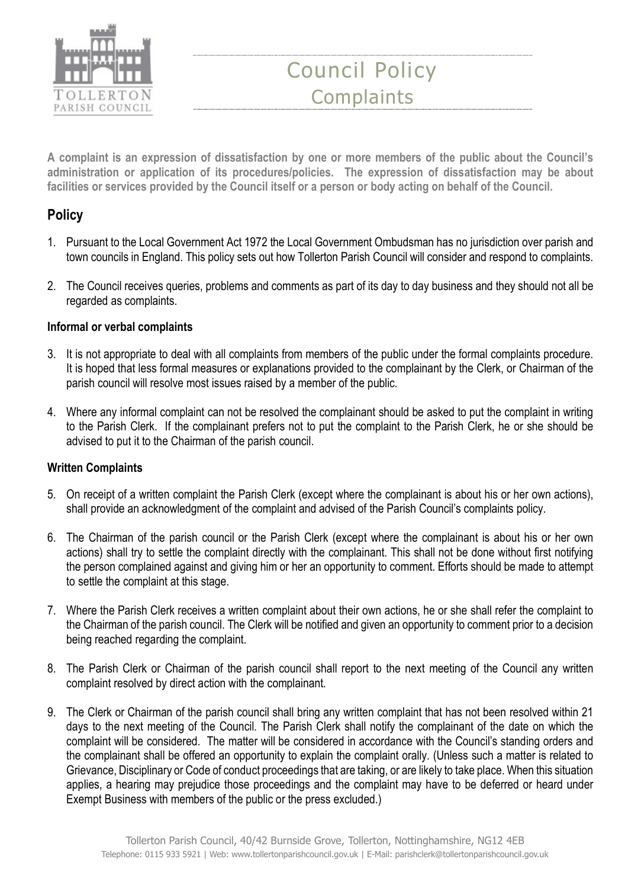# Council Policy

## Complaints

**A complaint is an expression of dissatisfaction by one or more members of the public about the Council's administration or application of its procedures/policies. The expression of dissatisfaction may be about facilities or services provided by the Council itself or a person or body acting on behalf of the Council.**

## Policy

1. Pursuant to the Local Government Act 1972 the Local Government Ombudsman has no jurisdiction over parish and town councils in England. This policy sets out how Tollerton Parish Council will consider and respond to complaints.

2. The Council receives queries, problems and comments as part of its day to day business and they should not all be regarded as complaints.

### Informal or verbal complaints

3. It is not appropriate to deal with all complaints from members of the public under the formal complaints procedure. It is hoped that less formal measures or explanations provided to the complainant by the Clerk, or Chairman of the parish council will resolve most issues raised by a member of the public.

4. Where any informal complaint can not be resolved the complainant should be asked to put the complaint in writing to the Parish Clerk. If the complainant prefers not to put the complaint to the Parish Clerk, he or she should be advised to put it to the Chairman of the parish council.

### Written Complaints

5. On receipt of a written complaint the Parish Clerk (except where the complainant is about his or her own actions), shall provide an acknowledgment of the complaint and advised of the Parish Council's complaints policy.

6. The Chairman of the parish council or the Parish Clerk (except where the complainant is about his or her own actions) shall try to settle the complaint directly with the complainant. This shall not be done without first notifying the person complained against and giving him or her an opportunity to comment. Efforts should be made to attempt to settle the complaint at this stage.

7. Where the Parish Clerk receives a written complaint about their own actions, he or she shall refer the complaint to the Chairman of the parish council. The Clerk will be notified and given an opportunity to comment prior to a decision being reached regarding the complaint.

8. The Parish Clerk or Chairman of the parish council shall report to the next meeting of the Council any written complaint resolved by direct action with the complainant.

9. The Clerk or Chairman of the parish council shall bring any written complaint that has not been resolved within 21 days to the next meeting of the Council. The Parish Clerk shall notify the complainant of the date on which the complaint will be considered. The matter will be considered in accordance with the Council's standing orders and the complainant shall be offered an opportunity to explain the complaint orally. (Unless such a matter is related to Grievance, Disciplinary or Code of conduct proceedings that are taking, or are likely to take place. When this situation applies, a hearing may prejudice those proceedings and the complaint may have to be deferred or heard under Exempt Business with members of the public or the press excluded.)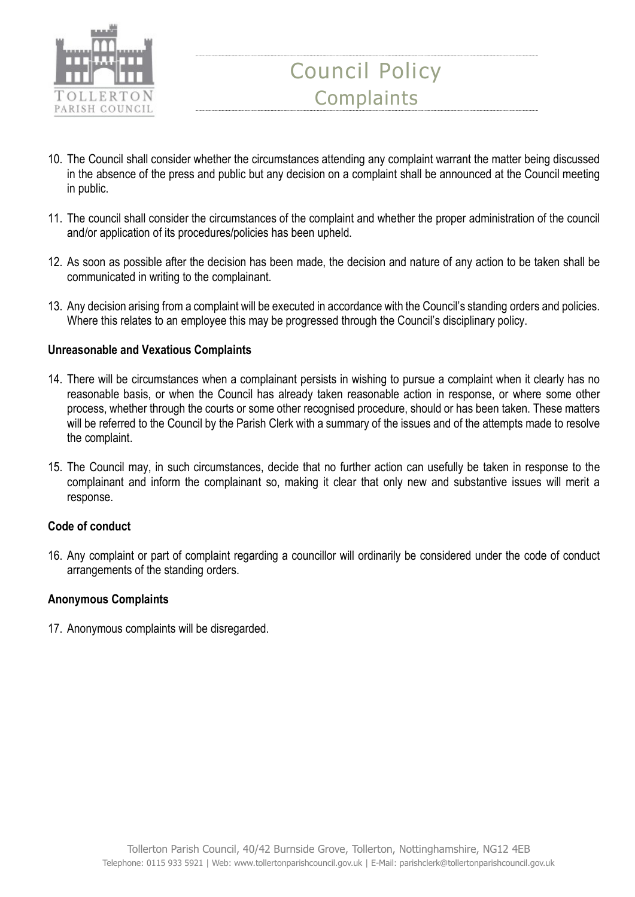10. The Council shall consider whether the circumstances attending any complaint warrant the matter being discussed in the absence of the press and public but any decision on a complaint shall be announced at the Council meeting in public.

11. The council shall consider the circumstances of the complaint and whether the proper administration of the council and/or application of its procedures/policies has been upheld.

12. As soon as possible after the decision has been made, the decision and nature of any action to be taken shall be communicated in writing to the complainant.

13. Any decision arising from a complaint will be executed in accordance with the Council's standing orders and policies. Where this relates to an employee this may be progressed through the Council's disciplinary policy.

**Unreasonable and Vexatious Complaints**

14. There will be circumstances when a complainant persists in wishing to pursue a complaint when it clearly has no reasonable basis, or when the Council has already taken reasonable action in response, or where some other process, whether through the courts or some other recognised procedure, should or has been taken. These matters will be referred to the Council by the Parish Clerk with a summary of the issues and of the attempts made to resolve the complaint.

15. The Council may, in such circumstances, decide that no further action can usefully be taken in response to the complainant and inform the complainant so, making it clear that only new and substantive issues will merit a response.

**Code of conduct**

16. Any complaint or part of complaint regarding a councillor will ordinarily be considered under the code of conduct arrangements of the standing orders.

**Anonymous Complaints**

17. Anonymous complaints will be disregarded.